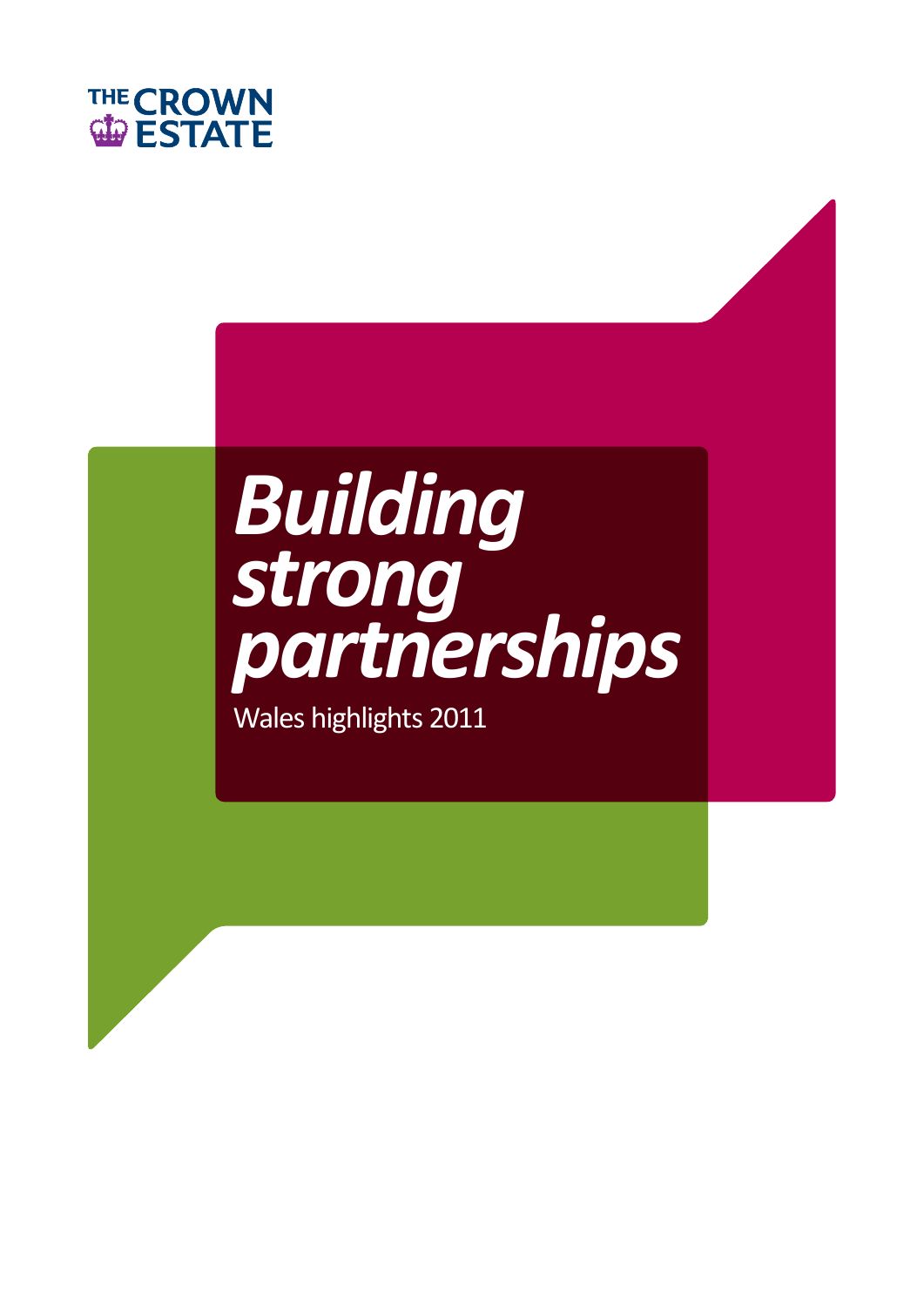THE CROWN ESTATE

# *Building strong partnerships*

Wales highlights 2011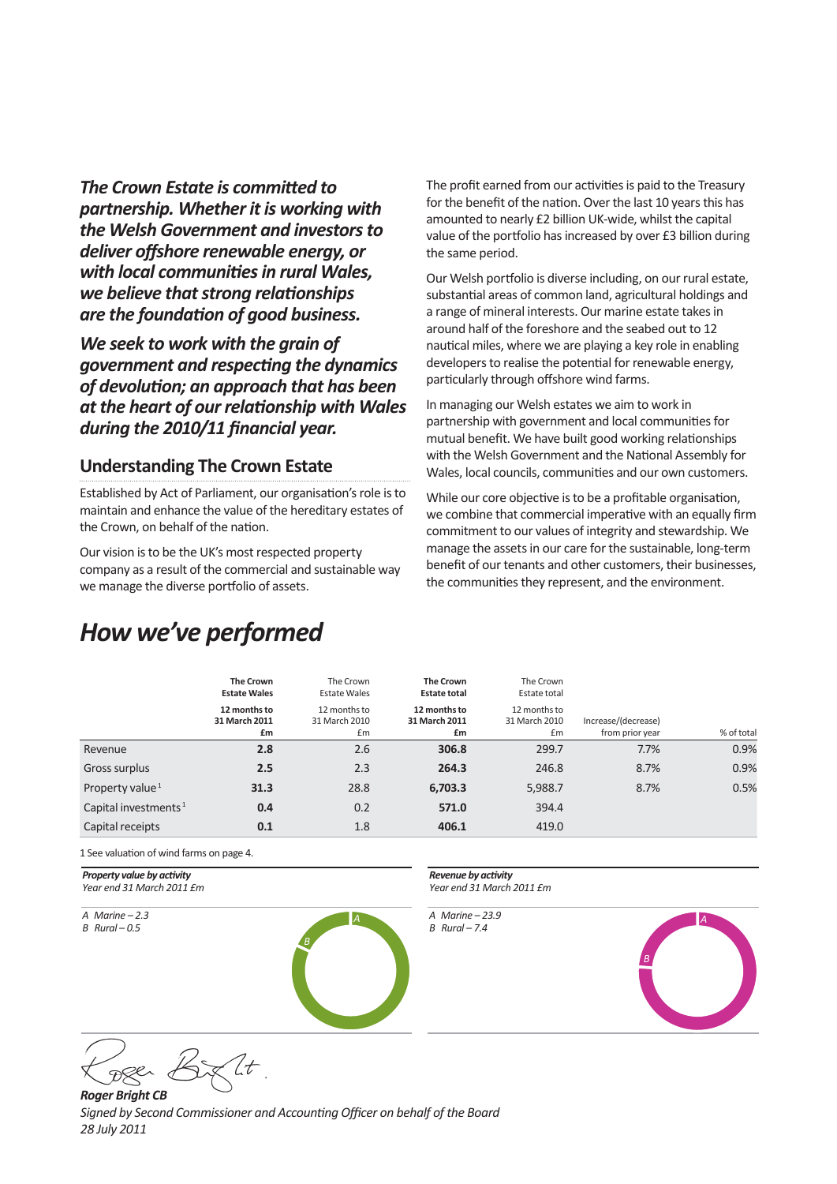***The Crown Estate is committed to partnership. Whether it is working with the Welsh Government and investors to deliver offshore renewable energy, or with local communities in rural Wales, we believe that strong relationships are the foundation of good business.***

***We seek to work with the grain of government and respecting the dynamics of devolution; an approach that has been at the heart of our relationship with Wales during the 2010/11 financial year.***

## Understanding The Crown Estate

Established by Act of Parliament, our organisation's role is to maintain and enhance the value of the hereditary estates of the Crown, on behalf of the nation.

Our vision is to be the UK's most respected property company as a result of the commercial and sustainable way we manage the diverse portfolio of assets.

The profit earned from our activities is paid to the Treasury for the benefit of the nation. Over the last 10 years this has amounted to nearly £2 billion UK-wide, whilst the capital value of the portfolio has increased by over £3 billion during the same period.

Our Welsh portfolio is diverse including, on our rural estate, substantial areas of common land, agricultural holdings and a range of mineral interests. Our marine estate takes in around half of the foreshore and the seabed out to 12 nautical miles, where we are playing a key role in enabling developers to realise the potential for renewable energy, particularly through offshore wind farms.

In managing our Welsh estates we aim to work in partnership with government and local communities for mutual benefit. We have built good working relationships with the Welsh Government and the National Assembly for Wales, local councils, communities and our own customers.

While our core objective is to be a profitable organisation, we combine that commercial imperative with an equally firm commitment to our values of integrity and stewardship. We manage the assets in our care for the sustainable, long-term benefit of our tenants and other customers, their businesses, the communities they represent, and the environment.

# *How we've performed*

| | **The Crown Estate Wales** **12 months to 31 March 2011** **£m** | The Crown Estate Wales 12 months to 31 March 2010 £m | **The Crown Estate total** **12 months to 31 March 2011** **£m** | The Crown Estate total 12 months to 31 March 2010 £m | Increase/(decrease) from prior year | % of total |
|---|---|---|---|---|---|---|
| Revenue | **2.8** | 2.6 | **306.8** | 299.7 | 7.7% | 0.9% |
| Gross surplus | **2.5** | 2.3 | **264.3** | 246.8 | 8.7% | 0.9% |
| Property value[1] | **31.3** | 28.8 | **6,703.3** | 5,988.7 | 8.7% | 0.5% |
| Capital investments[1] | **0.4** | 0.2 | **571.0** | 394.4 | | |
| Capital receipts | **0.1** | 1.8 | **406.1** | 419.0 | | |

1 See valuation of wind farms on page 4.

***Property value by activity***
*Year end 31 March 2011 £m*

*A Marine – 2.3*
*B Rural – 0.5*

***Revenue by activity***
*Year end 31 March 2011 £m*

*A Marine – 23.9*
*B Rural – 7.4*

***Roger Bright CB***
*Signed by Second Commissioner and Accounting Officer on behalf of the Board*
*28 July 2011*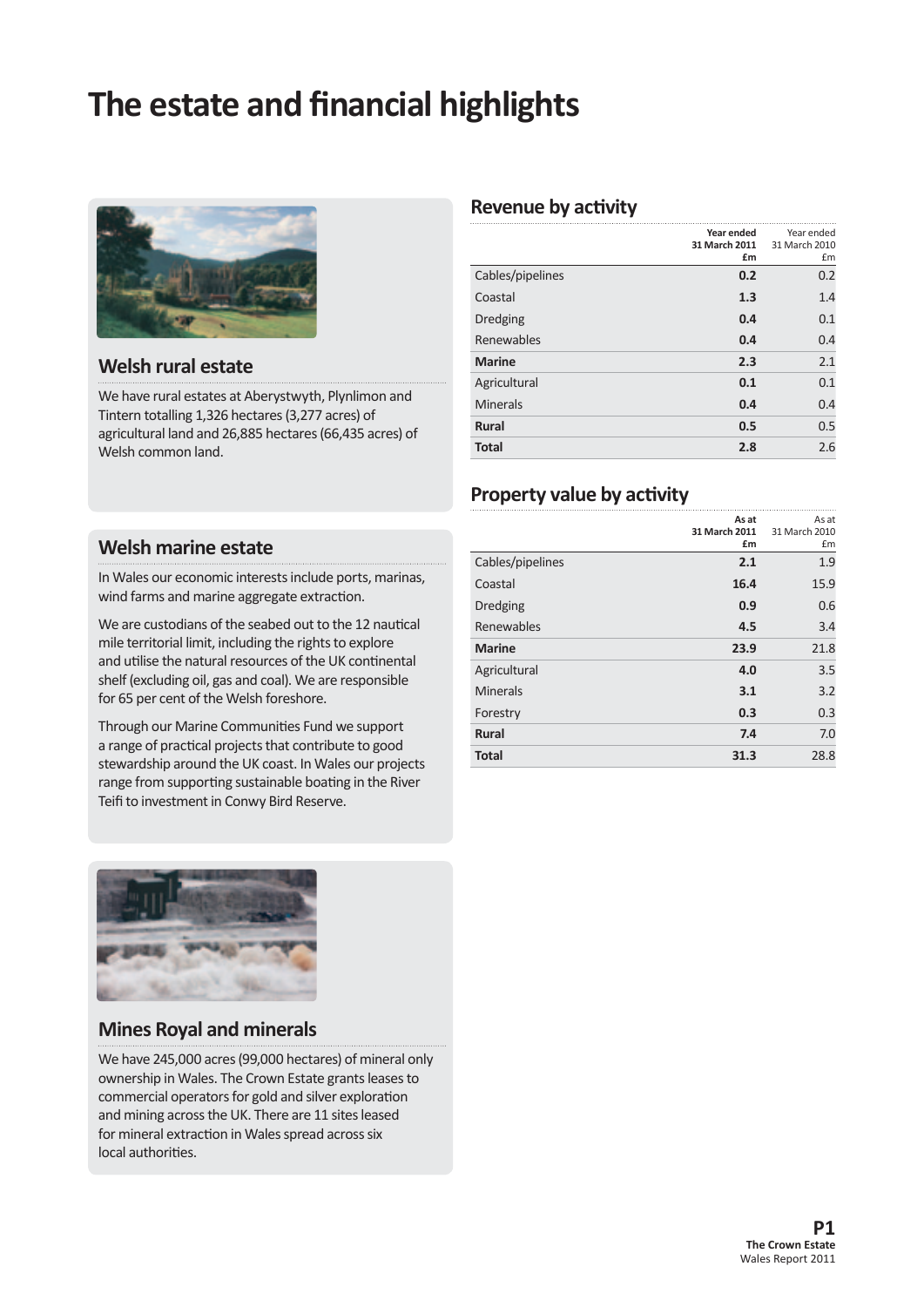# The estate and financial highlights

## Welsh rural estate

We have rural estates at Aberystwyth, Plynlimon and Tintern totalling 1,326 hectares (3,277 acres) of agricultural land and 26,885 hectares (66,435 acres) of Welsh common land.

## Welsh marine estate

In Wales our economic interests include ports, marinas, wind farms and marine aggregate extraction.

We are custodians of the seabed out to the 12 nautical mile territorial limit, including the rights to explore and utilise the natural resources of the UK continental shelf (excluding oil, gas and coal). We are responsible for 65 per cent of the Welsh foreshore.

Through our Marine Communities Fund we support a range of practical projects that contribute to good stewardship around the UK coast. In Wales our projects range from supporting sustainable boating in the River Teifi to investment in Conwy Bird Reserve.

## Mines Royal and minerals

We have 245,000 acres (99,000 hectares) of mineral only ownership in Wales. The Crown Estate grants leases to commercial operators for gold and silver exploration and mining across the UK. There are 11 sites leased for mineral extraction in Wales spread across six local authorities.

## Revenue by activity

| | Year ended 31 March 2011 £m | Year ended 31 March 2010 £m |
|---|---|---|
| Cables/pipelines | **0.2** | 0.2 |
| Coastal | **1.3** | 1.4 |
| Dredging | **0.4** | 0.1 |
| Renewables | **0.4** | 0.4 |
| **Marine** | **2.3** | 2.1 |
| Agricultural | **0.1** | 0.1 |
| Minerals | **0.4** | 0.4 |
| **Rural** | **0.5** | 0.5 |
| **Total** | **2.8** | 2.6 |

## Property value by activity

| | As at 31 March 2011 £m | As at 31 March 2010 £m |
|---|---|---|
| Cables/pipelines | **2.1** | 1.9 |
| Coastal | **16.4** | 15.9 |
| Dredging | **0.9** | 0.6 |
| Renewables | **4.5** | 3.4 |
| **Marine** | **23.9** | 21.8 |
| Agricultural | **4.0** | 3.5 |
| Minerals | **3.1** | 3.2 |
| Forestry | **0.3** | 0.3 |
| **Rural** | **7.4** | 7.0 |
| **Total** | **31.3** | 28.8 |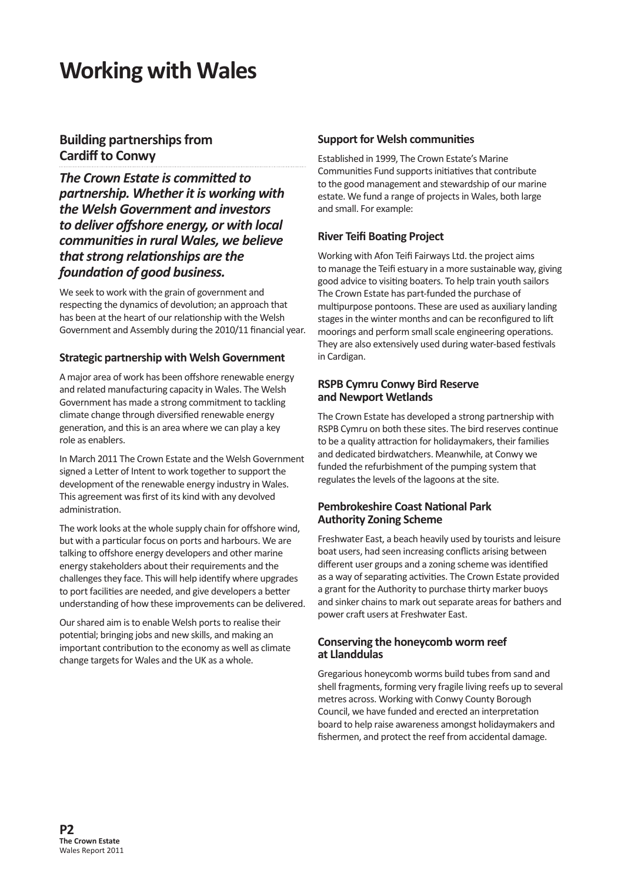# Working with Wales

## Building partnerships from Cardiff to Conwy

***The Crown Estate is committed to partnership. Whether it is working with the Welsh Government and investors to deliver offshore energy, or with local communities in rural Wales, we believe that strong relationships are the foundation of good business.***

We seek to work with the grain of government and respecting the dynamics of devolution; an approach that has been at the heart of our relationship with the Welsh Government and Assembly during the 2010/11 financial year.

### Strategic partnership with Welsh Government

A major area of work has been offshore renewable energy and related manufacturing capacity in Wales. The Welsh Government has made a strong commitment to tackling climate change through diversified renewable energy generation, and this is an area where we can play a key role as enablers.

In March 2011 The Crown Estate and the Welsh Government signed a Letter of Intent to work together to support the development of the renewable energy industry in Wales. This agreement was first of its kind with any devolved administration.

The work looks at the whole supply chain for offshore wind, but with a particular focus on ports and harbours. We are talking to offshore energy developers and other marine energy stakeholders about their requirements and the challenges they face. This will help identify where upgrades to port facilities are needed, and give developers a better understanding of how these improvements can be delivered.

Our shared aim is to enable Welsh ports to realise their potential; bringing jobs and new skills, and making an important contribution to the economy as well as climate change targets for Wales and the UK as a whole.

### Support for Welsh communities

Established in 1999, The Crown Estate's Marine Communities Fund supports initiatives that contribute to the good management and stewardship of our marine estate. We fund a range of projects in Wales, both large and small. For example:

### River Teifi Boating Project

Working with Afon Teifi Fairways Ltd. the project aims to manage the Teifi estuary in a more sustainable way, giving good advice to visiting boaters. To help train youth sailors The Crown Estate has part-funded the purchase of multipurpose pontoons. These are used as auxiliary landing stages in the winter months and can be reconfigured to lift moorings and perform small scale engineering operations. They are also extensively used during water-based festivals in Cardigan.

### RSPB Cymru Conwy Bird Reserve and Newport Wetlands

The Crown Estate has developed a strong partnership with RSPB Cymru on both these sites. The bird reserves continue to be a quality attraction for holidaymakers, their families and dedicated birdwatchers. Meanwhile, at Conwy we funded the refurbishment of the pumping system that regulates the levels of the lagoons at the site.

### Pembrokeshire Coast National Park Authority Zoning Scheme

Freshwater East, a beach heavily used by tourists and leisure boat users, had seen increasing conflicts arising between different user groups and a zoning scheme was identified as a way of separating activities. The Crown Estate provided a grant for the Authority to purchase thirty marker buoys and sinker chains to mark out separate areas for bathers and power craft users at Freshwater East.

### Conserving the honeycomb worm reef at Llanddulas

Gregarious honeycomb worms build tubes from sand and shell fragments, forming very fragile living reefs up to several metres across. Working with Conwy County Borough Council, we have funded and erected an interpretation board to help raise awareness amongst holidaymakers and fishermen, and protect the reef from accidental damage.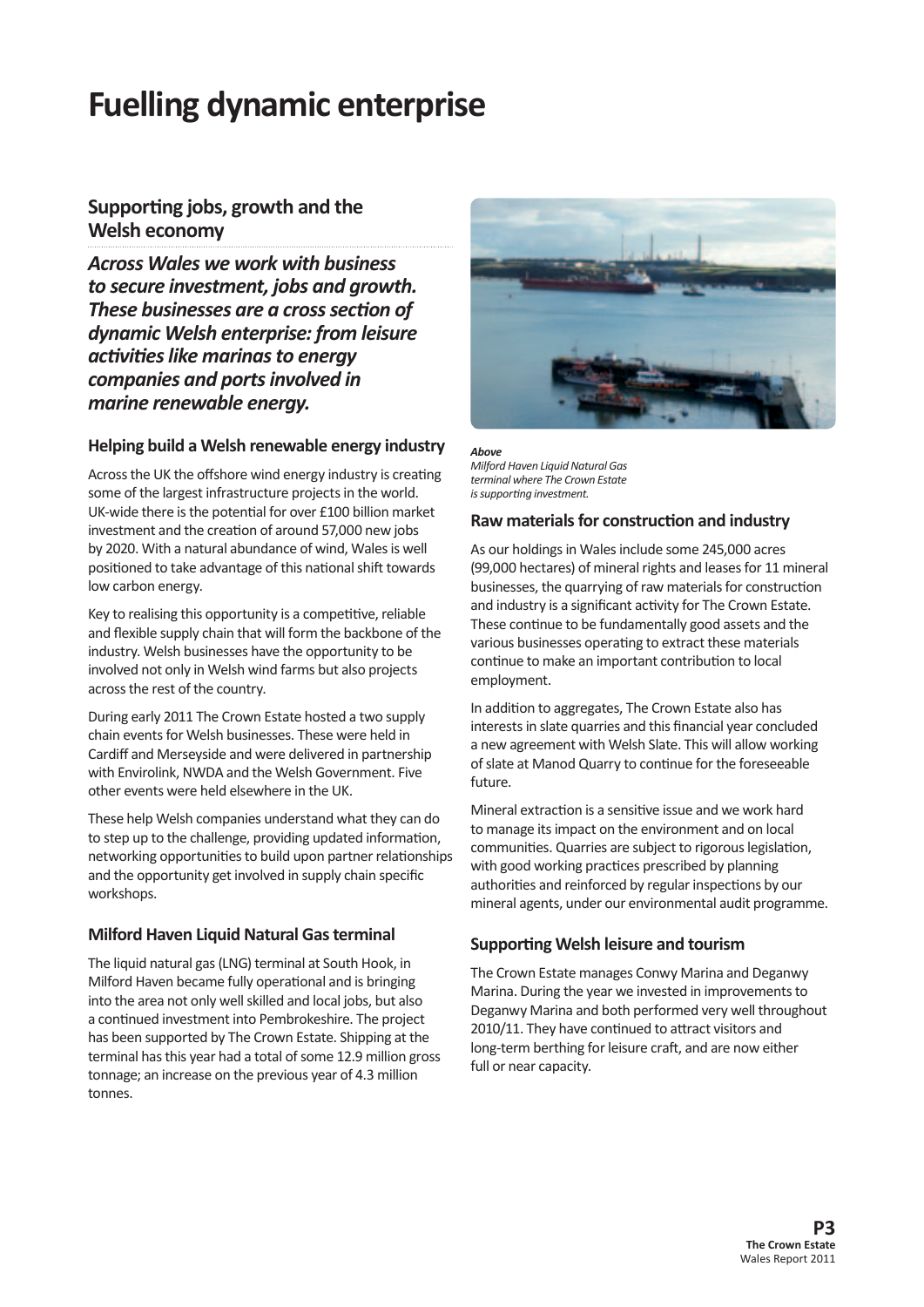# Fuelling dynamic enterprise

## Supporting jobs, growth and the Welsh economy

***Across Wales we work with business to secure investment, jobs and growth. These businesses are a cross section of dynamic Welsh enterprise: from leisure activities like marinas to energy companies and ports involved in marine renewable energy.***

### Helping build a Welsh renewable energy industry

Across the UK the offshore wind energy industry is creating some of the largest infrastructure projects in the world. UK-wide there is the potential for over £100 billion market investment and the creation of around 57,000 new jobs by 2020. With a natural abundance of wind, Wales is well positioned to take advantage of this national shift towards low carbon energy.

Key to realising this opportunity is a competitive, reliable and flexible supply chain that will form the backbone of the industry. Welsh businesses have the opportunity to be involved not only in Welsh wind farms but also projects across the rest of the country.

During early 2011 The Crown Estate hosted a two supply chain events for Welsh businesses. These were held in Cardiff and Merseyside and were delivered in partnership with Envirolink, NWDA and the Welsh Government. Five other events were held elsewhere in the UK.

These help Welsh companies understand what they can do to step up to the challenge, providing updated information, networking opportunities to build upon partner relationships and the opportunity get involved in supply chain specific workshops.

### Milford Haven Liquid Natural Gas terminal

The liquid natural gas (LNG) terminal at South Hook, in Milford Haven became fully operational and is bringing into the area not only well skilled and local jobs, but also a continued investment into Pembrokeshire. The project has been supported by The Crown Estate. Shipping at the terminal has this year had a total of some 12.9 million gross tonnage; an increase on the previous year of 4.3 million tonnes.

***Above***
*Milford Haven Liquid Natural Gas terminal where The Crown Estate is supporting investment.*

### Raw materials for construction and industry

As our holdings in Wales include some 245,000 acres (99,000 hectares) of mineral rights and leases for 11 mineral businesses, the quarrying of raw materials for construction and industry is a significant activity for The Crown Estate. These continue to be fundamentally good assets and the various businesses operating to extract these materials continue to make an important contribution to local employment.

In addition to aggregates, The Crown Estate also has interests in slate quarries and this financial year concluded a new agreement with Welsh Slate. This will allow working of slate at Manod Quarry to continue for the foreseeable future.

Mineral extraction is a sensitive issue and we work hard to manage its impact on the environment and on local communities. Quarries are subject to rigorous legislation, with good working practices prescribed by planning authorities and reinforced by regular inspections by our mineral agents, under our environmental audit programme.

### Supporting Welsh leisure and tourism

The Crown Estate manages Conwy Marina and Deganwy Marina. During the year we invested in improvements to Deganwy Marina and both performed very well throughout 2010/11. They have continued to attract visitors and long-term berthing for leisure craft, and are now either full or near capacity.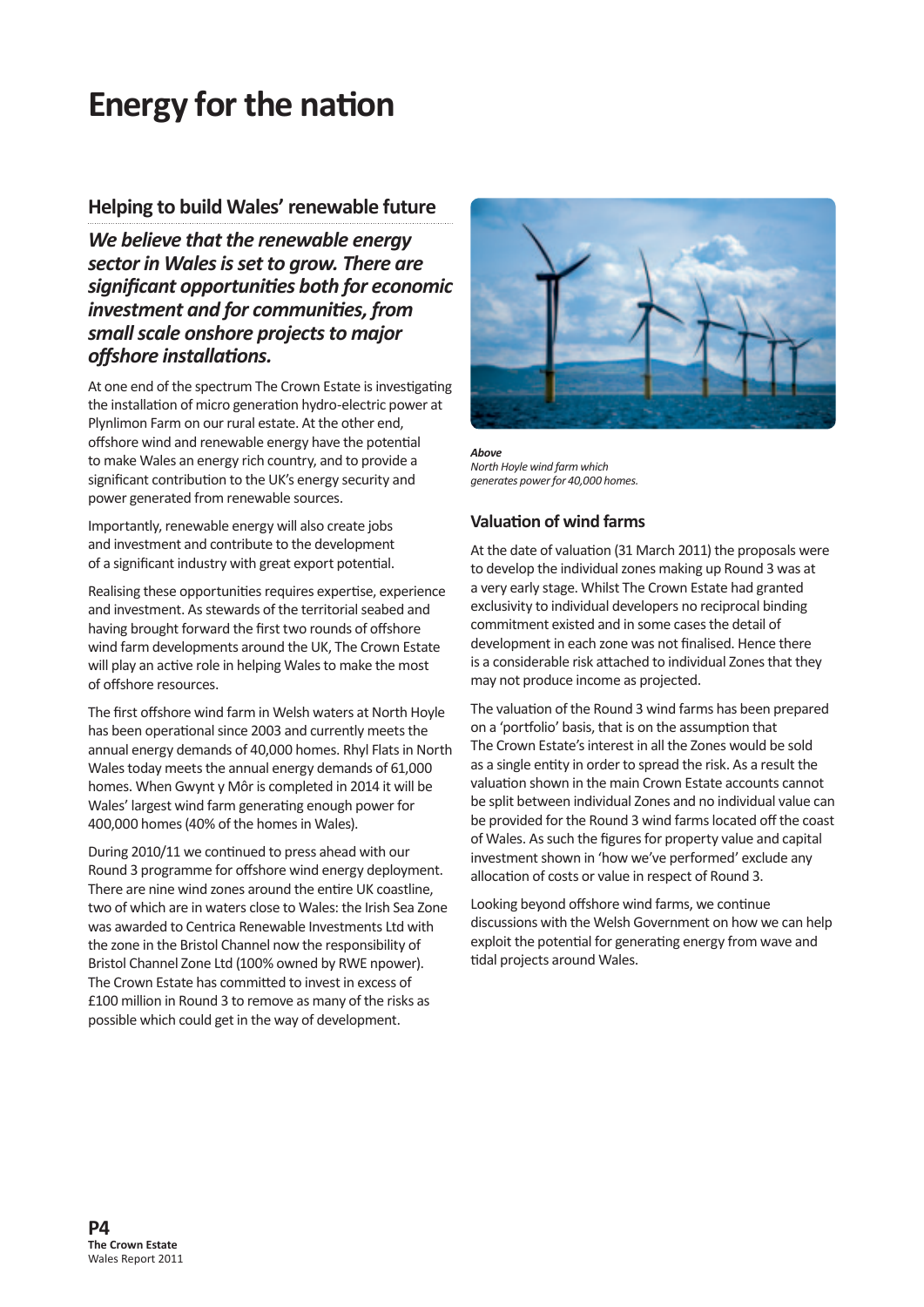# Energy for the nation

## Helping to build Wales' renewable future

***We believe that the renewable energy sector in Wales is set to grow. There are significant opportunities both for economic investment and for communities, from small scale onshore projects to major offshore installations.***

At one end of the spectrum The Crown Estate is investigating the installation of micro generation hydro-electric power at Plynlimon Farm on our rural estate. At the other end, offshore wind and renewable energy have the potential to make Wales an energy rich country, and to provide a significant contribution to the UK's energy security and power generated from renewable sources.

Importantly, renewable energy will also create jobs and investment and contribute to the development of a significant industry with great export potential.

Realising these opportunities requires expertise, experience and investment. As stewards of the territorial seabed and having brought forward the first two rounds of offshore wind farm developments around the UK, The Crown Estate will play an active role in helping Wales to make the most of offshore resources.

The first offshore wind farm in Welsh waters at North Hoyle has been operational since 2003 and currently meets the annual energy demands of 40,000 homes. Rhyl Flats in North Wales today meets the annual energy demands of 61,000 homes. When Gwynt y Môr is completed in 2014 it will be Wales' largest wind farm generating enough power for 400,000 homes (40% of the homes in Wales).

During 2010/11 we continued to press ahead with our Round 3 programme for offshore wind energy deployment. There are nine wind zones around the entire UK coastline, two of which are in waters close to Wales: the Irish Sea Zone was awarded to Centrica Renewable Investments Ltd with the zone in the Bristol Channel now the responsibility of Bristol Channel Zone Ltd (100% owned by RWE npower). The Crown Estate has committed to invest in excess of £100 million in Round 3 to remove as many of the risks as possible which could get in the way of development.

***Above***
*North Hoyle wind farm which generates power for 40,000 homes.*

### Valuation of wind farms

At the date of valuation (31 March 2011) the proposals were to develop the individual zones making up Round 3 was at a very early stage. Whilst The Crown Estate had granted exclusivity to individual developers no reciprocal binding commitment existed and in some cases the detail of development in each zone was not finalised. Hence there is a considerable risk attached to individual Zones that they may not produce income as projected.

The valuation of the Round 3 wind farms has been prepared on a 'portfolio' basis, that is on the assumption that The Crown Estate's interest in all the Zones would be sold as a single entity in order to spread the risk. As a result the valuation shown in the main Crown Estate accounts cannot be split between individual Zones and no individual value can be provided for the Round 3 wind farms located off the coast of Wales. As such the figures for property value and capital investment shown in 'how we've performed' exclude any allocation of costs or value in respect of Round 3.

Looking beyond offshore wind farms, we continue discussions with the Welsh Government on how we can help exploit the potential for generating energy from wave and tidal projects around Wales.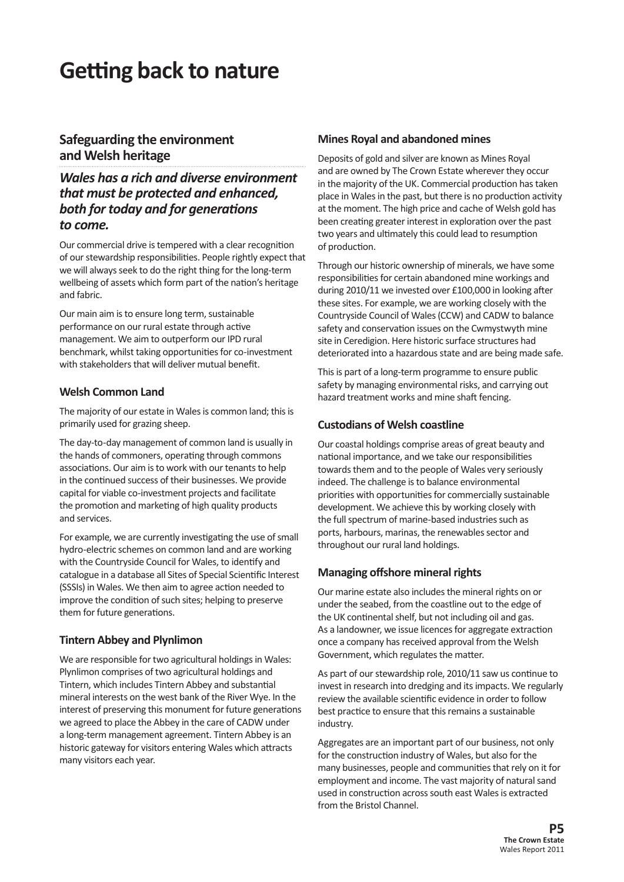# Getting back to nature

## Safeguarding the environment and Welsh heritage

### *Wales has a rich and diverse environment that must be protected and enhanced, both for today and for generations to come.*

Our commercial drive is tempered with a clear recognition of our stewardship responsibilities. People rightly expect that we will always seek to do the right thing for the long-term wellbeing of assets which form part of the nation's heritage and fabric.

Our main aim is to ensure long term, sustainable performance on our rural estate through active management. We aim to outperform our IPD rural benchmark, whilst taking opportunities for co-investment with stakeholders that will deliver mutual benefit.

### Welsh Common Land

The majority of our estate in Wales is common land; this is primarily used for grazing sheep.

The day-to-day management of common land is usually in the hands of commoners, operating through commons associations. Our aim is to work with our tenants to help in the continued success of their businesses. We provide capital for viable co-investment projects and facilitate the promotion and marketing of high quality products and services.

For example, we are currently investigating the use of small hydro-electric schemes on common land and are working with the Countryside Council for Wales, to identify and catalogue in a database all Sites of Special Scientific Interest (SSSIs) in Wales. We then aim to agree action needed to improve the condition of such sites; helping to preserve them for future generations.

### Tintern Abbey and Plynlimon

We are responsible for two agricultural holdings in Wales: Plynlimon comprises of two agricultural holdings and Tintern, which includes Tintern Abbey and substantial mineral interests on the west bank of the River Wye. In the interest of preserving this monument for future generations we agreed to place the Abbey in the care of CADW under a long-term management agreement. Tintern Abbey is an historic gateway for visitors entering Wales which attracts many visitors each year.

### Mines Royal and abandoned mines

Deposits of gold and silver are known as Mines Royal and are owned by The Crown Estate wherever they occur in the majority of the UK. Commercial production has taken place in Wales in the past, but there is no production activity at the moment. The high price and cache of Welsh gold has been creating greater interest in exploration over the past two years and ultimately this could lead to resumption of production.

Through our historic ownership of minerals, we have some responsibilities for certain abandoned mine workings and during 2010/11 we invested over £100,000 in looking after these sites. For example, we are working closely with the Countryside Council of Wales (CCW) and CADW to balance safety and conservation issues on the Cwmystwyth mine site in Ceredigion. Here historic surface structures had deteriorated into a hazardous state and are being made safe.

This is part of a long-term programme to ensure public safety by managing environmental risks, and carrying out hazard treatment works and mine shaft fencing.

### Custodians of Welsh coastline

Our coastal holdings comprise areas of great beauty and national importance, and we take our responsibilities towards them and to the people of Wales very seriously indeed. The challenge is to balance environmental priorities with opportunities for commercially sustainable development. We achieve this by working closely with the full spectrum of marine-based industries such as ports, harbours, marinas, the renewables sector and throughout our rural land holdings.

### Managing offshore mineral rights

Our marine estate also includes the mineral rights on or under the seabed, from the coastline out to the edge of the UK continental shelf, but not including oil and gas. As a landowner, we issue licences for aggregate extraction once a company has received approval from the Welsh Government, which regulates the matter.

As part of our stewardship role, 2010/11 saw us continue to invest in research into dredging and its impacts. We regularly review the available scientific evidence in order to follow best practice to ensure that this remains a sustainable industry.

Aggregates are an important part of our business, not only for the construction industry of Wales, but also for the many businesses, people and communities that rely on it for employment and income. The vast majority of natural sand used in construction across south east Wales is extracted from the Bristol Channel.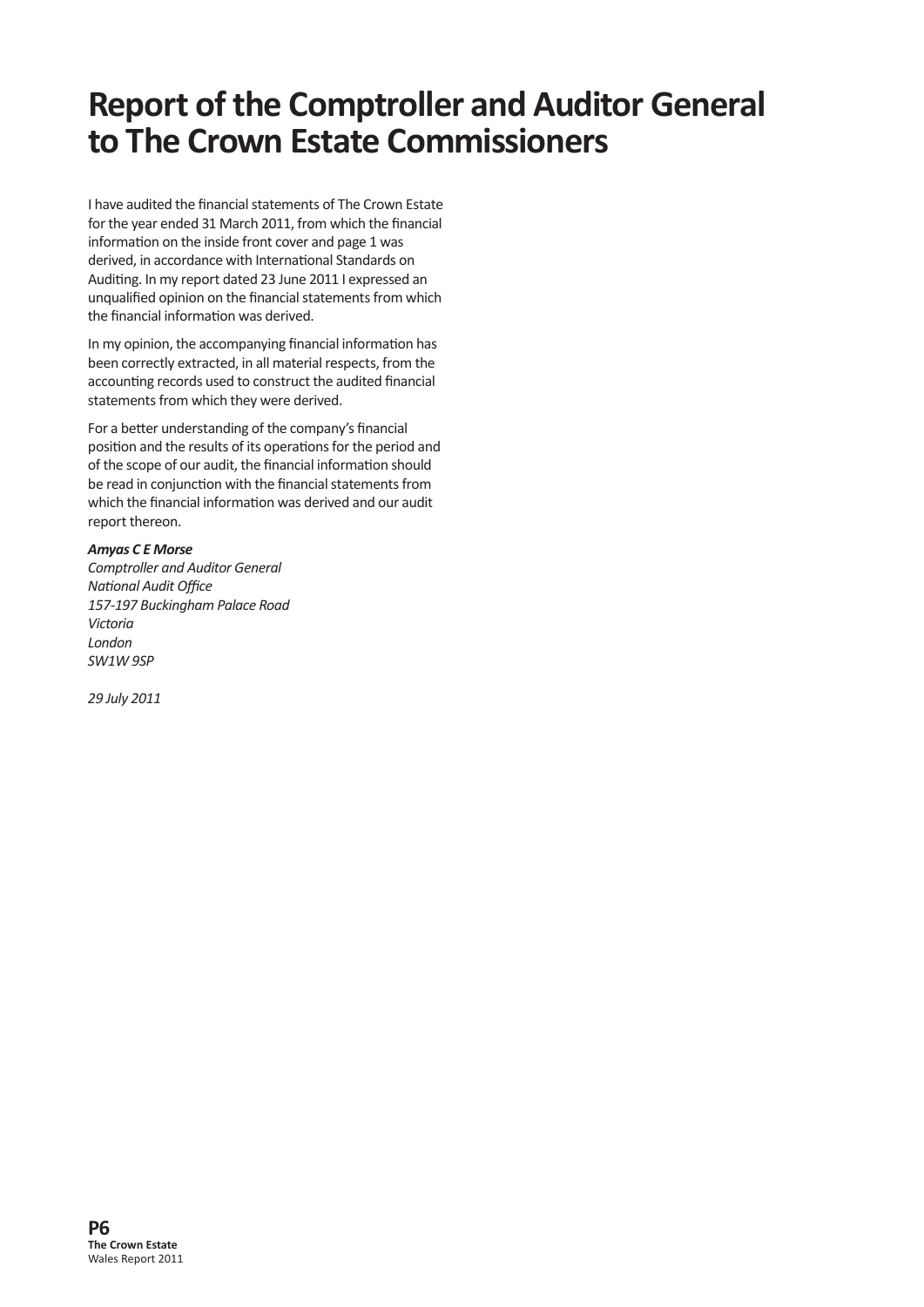# Report of the Comptroller and Auditor General to The Crown Estate Commissioners

I have audited the financial statements of The Crown Estate for the year ended 31 March 2011, from which the financial information on the inside front cover and page 1 was derived, in accordance with International Standards on Auditing. In my report dated 23 June 2011 I expressed an unqualified opinion on the financial statements from which the financial information was derived.

In my opinion, the accompanying financial information has been correctly extracted, in all material respects, from the accounting records used to construct the audited financial statements from which they were derived.

For a better understanding of the company's financial position and the results of its operations for the period and of the scope of our audit, the financial information should be read in conjunction with the financial statements from which the financial information was derived and our audit report thereon.

***Amyas C E Morse***
*Comptroller and Auditor General*
*National Audit Office*
*157-197 Buckingham Palace Road*
*Victoria*
*London*
*SW1W 9SP*

*29 July 2011*